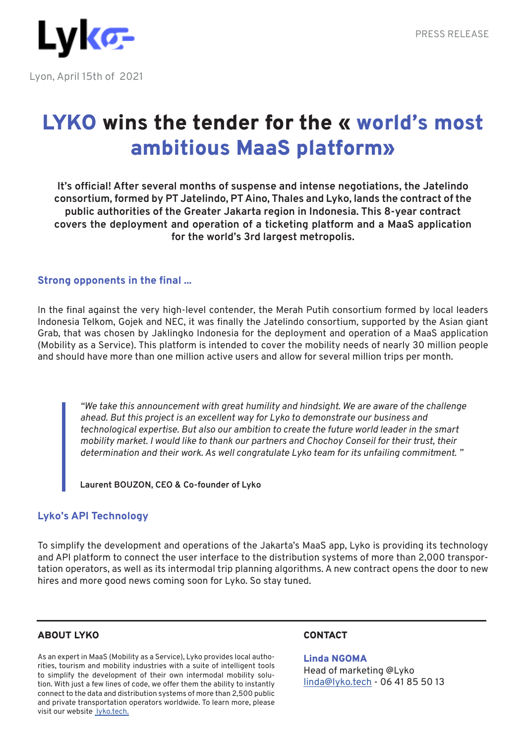Lyko

PRESS RELEASE

Lyon, April 15th of 2021

# LYKO wins the tender for the « world's most ambitious MaaS platform»

**It's official! After several months of suspense and intense negotiations, the Jatelindo consortium, formed by PT Jatelindo, PT Aino, Thales and Lyko, lands the contract of the public authorities of the Greater Jakarta region in Indonesia. This 8-year contract covers the deployment and operation of a ticketing platform and a MaaS application for the world's 3rd largest metropolis.**

## Strong opponents in the final ...

In the final against the very high-level contender, the Merah Putih consortium formed by local leaders Indonesia Telkom, Gojek and NEC, it was finally the Jatelindo consortium, supported by the Asian giant Grab, that was chosen by Jaklingko Indonesia for the deployment and operation of a MaaS application (Mobility as a Service). This platform is intended to cover the mobility needs of nearly 30 million people and should have more than one million active users and allow for several million trips per month.

> *"We take this announcement with great humility and hindsight. We are aware of the challenge ahead. But this project is an excellent way for Lyko to demonstrate our business and technological expertise. But also our ambition to create the future world leader in the smart mobility market. I would like to thank our partners and Chochoy Conseil for their trust, their determination and their work. As well congratulate Lyko team for its unfailing commitment. "*
>
> **Laurent BOUZON, CEO & Co-founder of Lyko**

## Lyko's API Technology

To simplify the development and operations of the Jakarta's MaaS app, Lyko is providing its technology and API platform to connect the user interface to the distribution systems of more than 2,000 transportation operators, as well as its intermodal trip planning algorithms. A new contract opens the door to new hires and more good news coming soon for Lyko. So stay tuned.

---

### ABOUT LYKO

As an expert in MaaS (Mobility as a Service), Lyko provides local authorities, tourism and mobility industries with a suite of intelligent tools to simplify the development of their own intermodal mobility solution. With just a few lines of code, we offer them the ability to instantly connect to the data and distribution systems of more than 2,500 public and private transportation operators worldwide. To learn more, please visit our website lyko.tech.

### CONTACT

**Linda NGOMA**
Head of marketing @Lyko
linda@lyko.tech - 06 41 85 50 13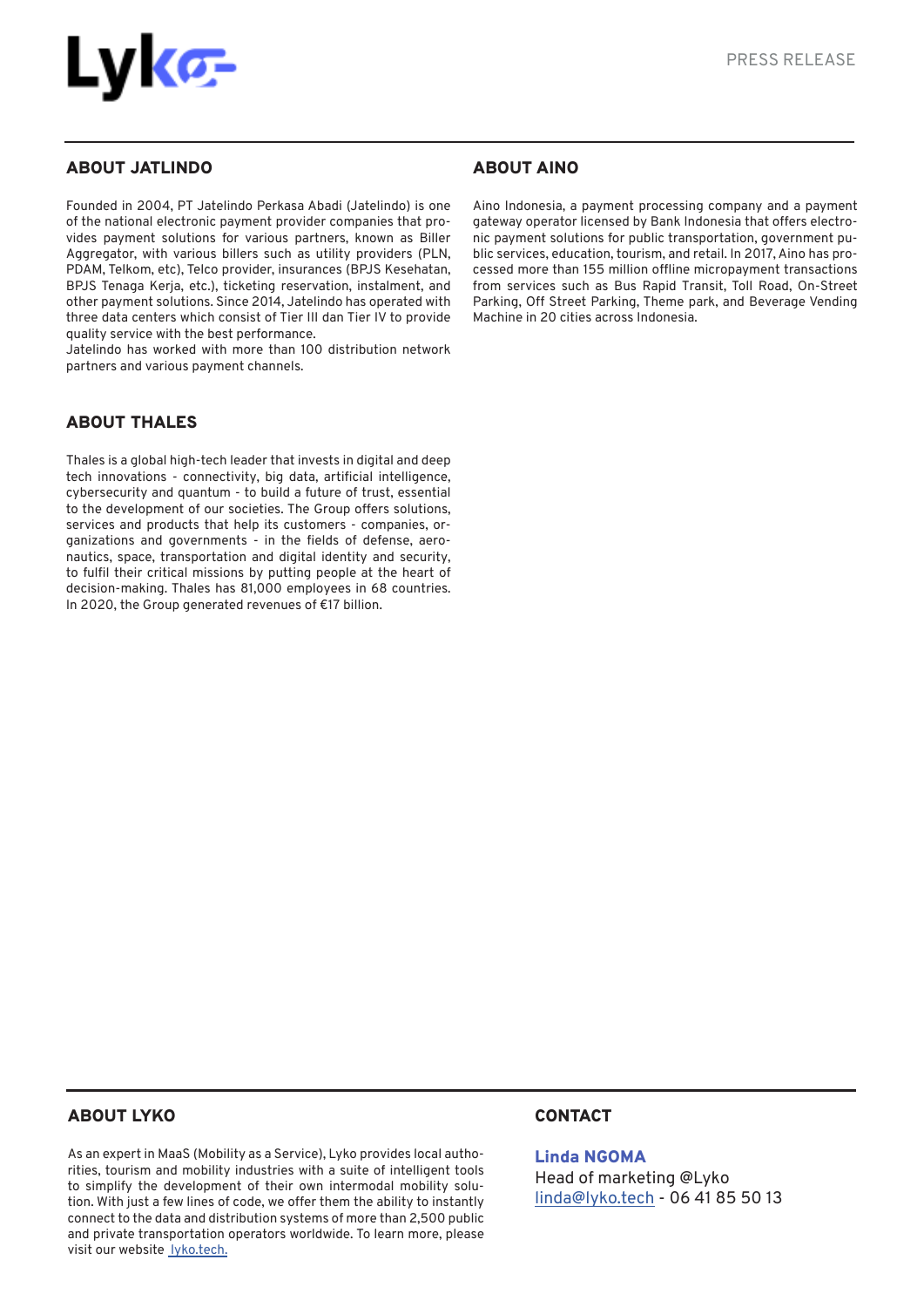## ABOUT JATLINDO

Founded in 2004, PT Jatelindo Perkasa Abadi (Jatelindo) is one of the national electronic payment provider companies that provides payment solutions for various partners, known as Biller Aggregator, with various billers such as utility providers (PLN, PDAM, Telkom, etc), Telco provider, insurances (BPJS Kesehatan, BPJS Tenaga Kerja, etc.), ticketing reservation, instalment, and other payment solutions. Since 2014, Jatelindo has operated with three data centers which consist of Tier III dan Tier IV to provide quality service with the best performance.
Jatelindo has worked with more than 100 distribution network partners and various payment channels.

## ABOUT THALES

Thales is a global high-tech leader that invests in digital and deep tech innovations - connectivity, big data, artificial intelligence, cybersecurity and quantum - to build a future of trust, essential to the development of our societies. The Group offers solutions, services and products that help its customers - companies, organizations and governments - in the fields of defense, aeronautics, space, transportation and digital identity and security, to fulfil their critical missions by putting people at the heart of decision-making. Thales has 81,000 employees in 68 countries. In 2020, the Group generated revenues of €17 billion.

## ABOUT AINO

Aino Indonesia, a payment processing company and a payment gateway operator licensed by Bank Indonesia that offers electronic payment solutions for public transportation, government public services, education, tourism, and retail. In 2017, Aino has processed more than 155 million offline micropayment transactions from services such as Bus Rapid Transit, Toll Road, On-Street Parking, Off Street Parking, Theme park, and Beverage Vending Machine in 20 cities across Indonesia.

## ABOUT LYKO

As an expert in MaaS (Mobility as a Service), Lyko provides local authorities, tourism and mobility industries with a suite of intelligent tools to simplify the development of their own intermodal mobility solution. With just a few lines of code, we offer them the ability to instantly connect to the data and distribution systems of more than 2,500 public and private transportation operators worldwide. To learn more, please visit our website [lyko.tech.](https://lyko.tech)

## CONTACT

**Linda NGOMA**
Head of marketing @Lyko
[linda@lyko.tech](mailto:linda@lyko.tech) - 06 41 85 50 13